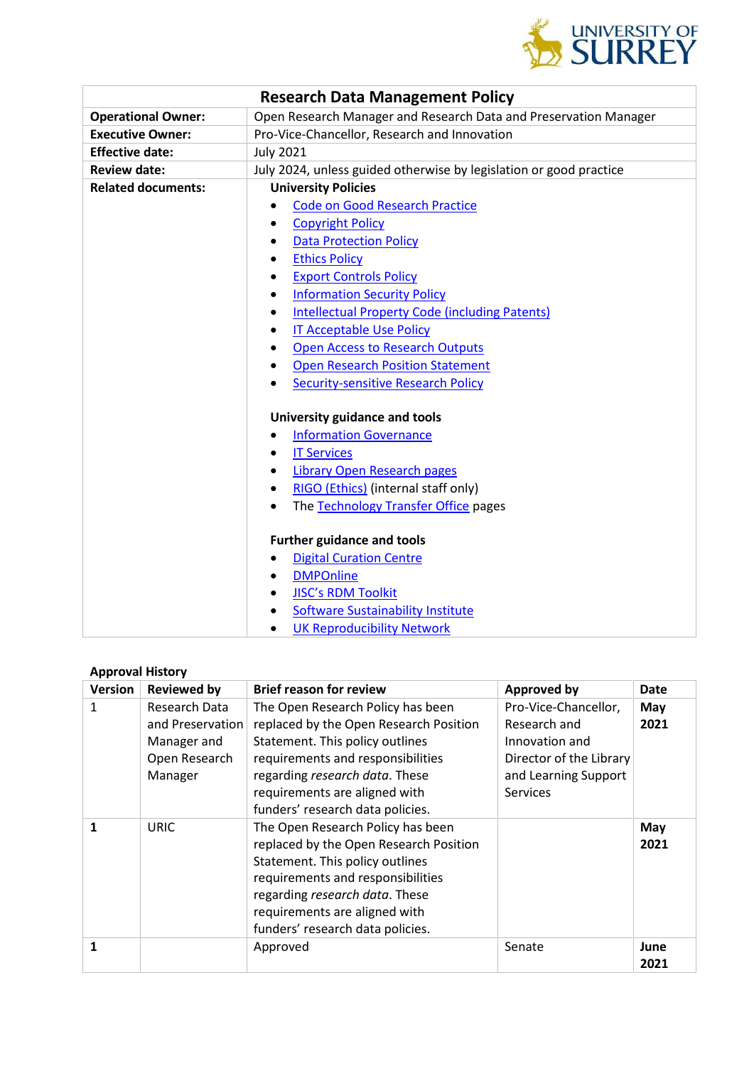UNIVERSITY OF SURREY

| Research Data Management Policy | |
|---|---|
| **Operational Owner:** | Open Research Manager and Research Data and Preservation Manager |
| **Executive Owner:** | Pro-Vice-Chancellor, Research and Innovation |
| **Effective date:** | July 2021 |
| **Review date:** | July 2024, unless guided otherwise by legislation or good practice |
| **Related documents:** | **University Policies**<br>• Code on Good Research Practice<br>• Copyright Policy<br>• Data Protection Policy<br>• Ethics Policy<br>• Export Controls Policy<br>• Information Security Policy<br>• Intellectual Property Code (including Patents)<br>• IT Acceptable Use Policy<br>• Open Access to Research Outputs<br>• Open Research Position Statement<br>• Security-sensitive Research Policy<br><br>**University guidance and tools**<br>• Information Governance<br>• IT Services<br>• Library Open Research pages<br>• RIGO (Ethics) (internal staff only)<br>• The Technology Transfer Office pages<br><br>**Further guidance and tools**<br>• Digital Curation Centre<br>• DMPOnline<br>• JISC's RDM Toolkit<br>• Software Sustainability Institute<br>• UK Reproducibility Network |

**Approval History**

| Version | Reviewed by | Brief reason for review | Approved by | Date |
|---|---|---|---|---|
| 1 | Research Data and Preservation Manager and Open Research Manager | The Open Research Policy has been replaced by the Open Research Position Statement. This policy outlines requirements and responsibilities regarding *research data*. These requirements are aligned with funders' research data policies. | Pro-Vice-Chancellor, Research and Innovation and Director of the Library and Learning Support Services | **May 2021** |
| **1** | URIC | The Open Research Policy has been replaced by the Open Research Position Statement. This policy outlines requirements and responsibilities regarding *research data*. These requirements are aligned with funders' research data policies. | | **May 2021** |
| **1** | | Approved | Senate | **June 2021** |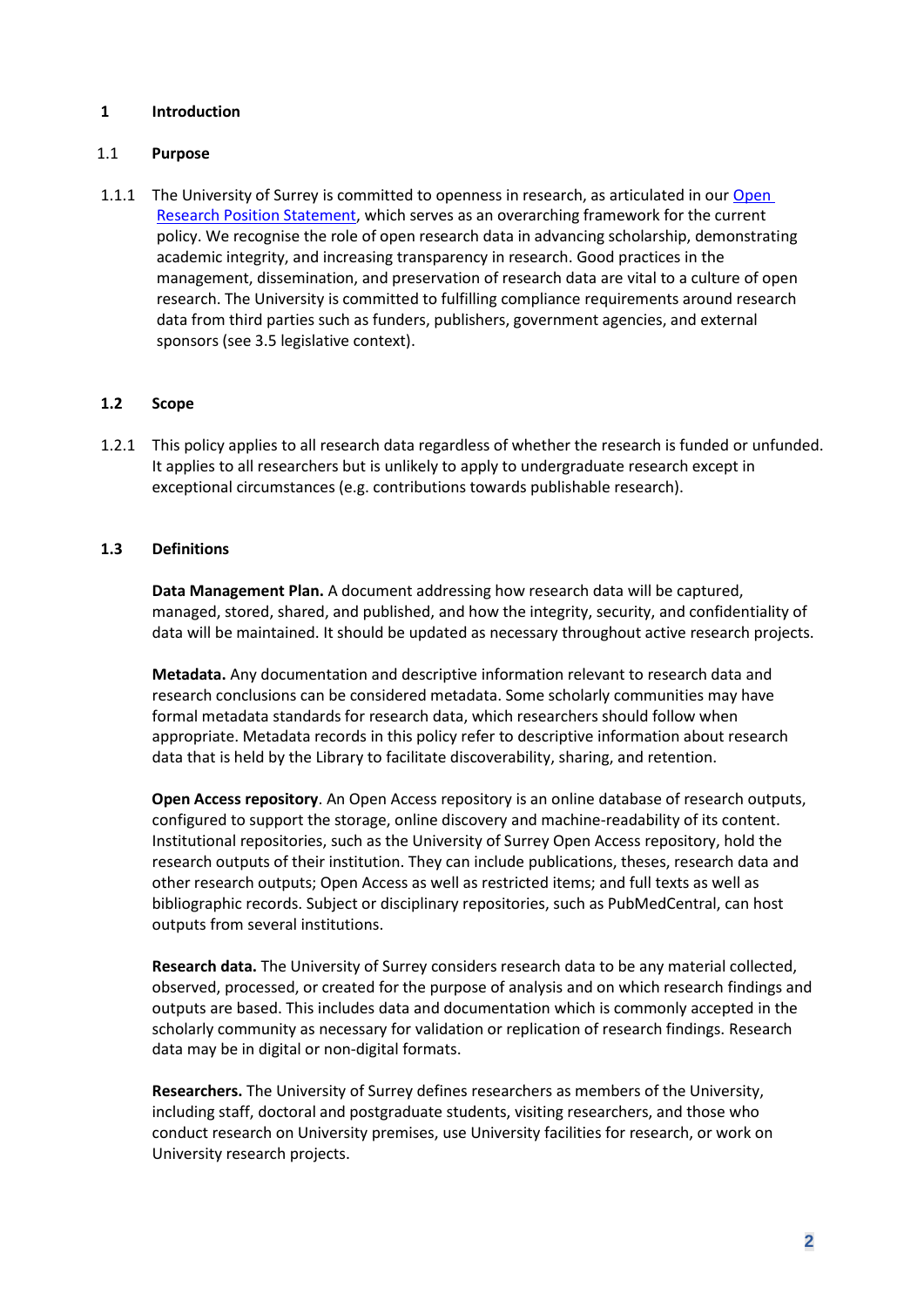# 1 Introduction

## 1.1 Purpose

1.1.1 The University of Surrey is committed to openness in research, as articulated in our [Open Research Position Statement], which serves as an overarching framework for the current policy. We recognise the role of open research data in advancing scholarship, demonstrating academic integrity, and increasing transparency in research. Good practices in the management, dissemination, and preservation of research data are vital to a culture of open research. The University is committed to fulfilling compliance requirements around research data from third parties such as funders, publishers, government agencies, and external sponsors (see 3.5 legislative context).

## 1.2 Scope

1.2.1 This policy applies to all research data regardless of whether the research is funded or unfunded. It applies to all researchers but is unlikely to apply to undergraduate research except in exceptional circumstances (e.g. contributions towards publishable research).

## 1.3 Definitions

**Data Management Plan.** A document addressing how research data will be captured, managed, stored, shared, and published, and how the integrity, security, and confidentiality of data will be maintained. It should be updated as necessary throughout active research projects.

**Metadata.** Any documentation and descriptive information relevant to research data and research conclusions can be considered metadata. Some scholarly communities may have formal metadata standards for research data, which researchers should follow when appropriate. Metadata records in this policy refer to descriptive information about research data that is held by the Library to facilitate discoverability, sharing, and retention.

**Open Access repository**. An Open Access repository is an online database of research outputs, configured to support the storage, online discovery and machine-readability of its content. Institutional repositories, such as the University of Surrey Open Access repository, hold the research outputs of their institution. They can include publications, theses, research data and other research outputs; Open Access as well as restricted items; and full texts as well as bibliographic records. Subject or disciplinary repositories, such as PubMedCentral, can host outputs from several institutions.

**Research data.** The University of Surrey considers research data to be any material collected, observed, processed, or created for the purpose of analysis and on which research findings and outputs are based. This includes data and documentation which is commonly accepted in the scholarly community as necessary for validation or replication of research findings. Research data may be in digital or non-digital formats.

**Researchers.** The University of Surrey defines researchers as members of the University, including staff, doctoral and postgraduate students, visiting researchers, and those who conduct research on University premises, use University facilities for research, or work on University research projects.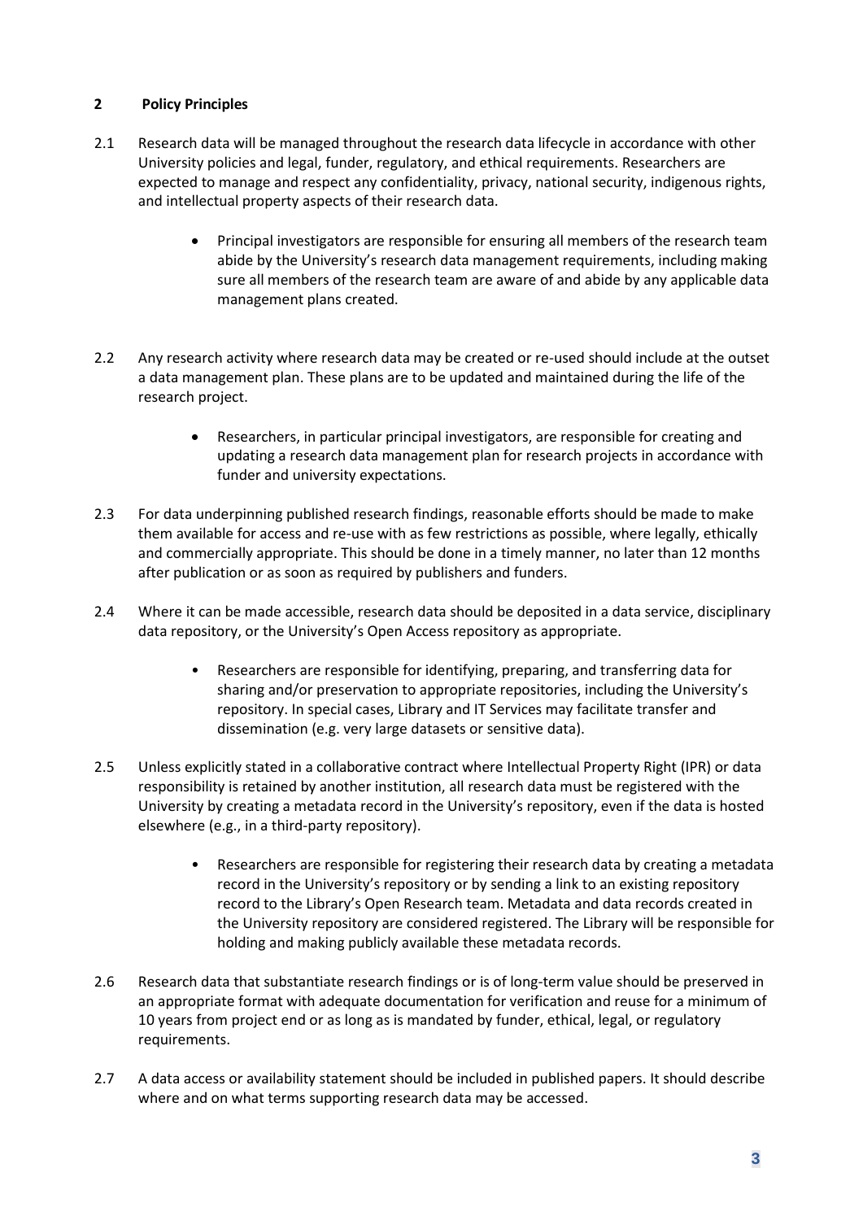## 2 Policy Principles

2.1 Research data will be managed throughout the research data lifecycle in accordance with other University policies and legal, funder, regulatory, and ethical requirements. Researchers are expected to manage and respect any confidentiality, privacy, national security, indigenous rights, and intellectual property aspects of their research data.

- Principal investigators are responsible for ensuring all members of the research team abide by the University's research data management requirements, including making sure all members of the research team are aware of and abide by any applicable data management plans created.

2.2 Any research activity where research data may be created or re-used should include at the outset a data management plan. These plans are to be updated and maintained during the life of the research project.

- Researchers, in particular principal investigators, are responsible for creating and updating a research data management plan for research projects in accordance with funder and university expectations.

2.3 For data underpinning published research findings, reasonable efforts should be made to make them available for access and re-use with as few restrictions as possible, where legally, ethically and commercially appropriate. This should be done in a timely manner, no later than 12 months after publication or as soon as required by publishers and funders.

2.4 Where it can be made accessible, research data should be deposited in a data service, disciplinary data repository, or the University's Open Access repository as appropriate.

- Researchers are responsible for identifying, preparing, and transferring data for sharing and/or preservation to appropriate repositories, including the University's repository. In special cases, Library and IT Services may facilitate transfer and dissemination (e.g. very large datasets or sensitive data).

2.5 Unless explicitly stated in a collaborative contract where Intellectual Property Right (IPR) or data responsibility is retained by another institution, all research data must be registered with the University by creating a metadata record in the University's repository, even if the data is hosted elsewhere (e.g., in a third-party repository).

- Researchers are responsible for registering their research data by creating a metadata record in the University's repository or by sending a link to an existing repository record to the Library's Open Research team. Metadata and data records created in the University repository are considered registered. The Library will be responsible for holding and making publicly available these metadata records.

2.6 Research data that substantiate research findings or is of long-term value should be preserved in an appropriate format with adequate documentation for verification and reuse for a minimum of 10 years from project end or as long as is mandated by funder, ethical, legal, or regulatory requirements.

2.7 A data access or availability statement should be included in published papers. It should describe where and on what terms supporting research data may be accessed.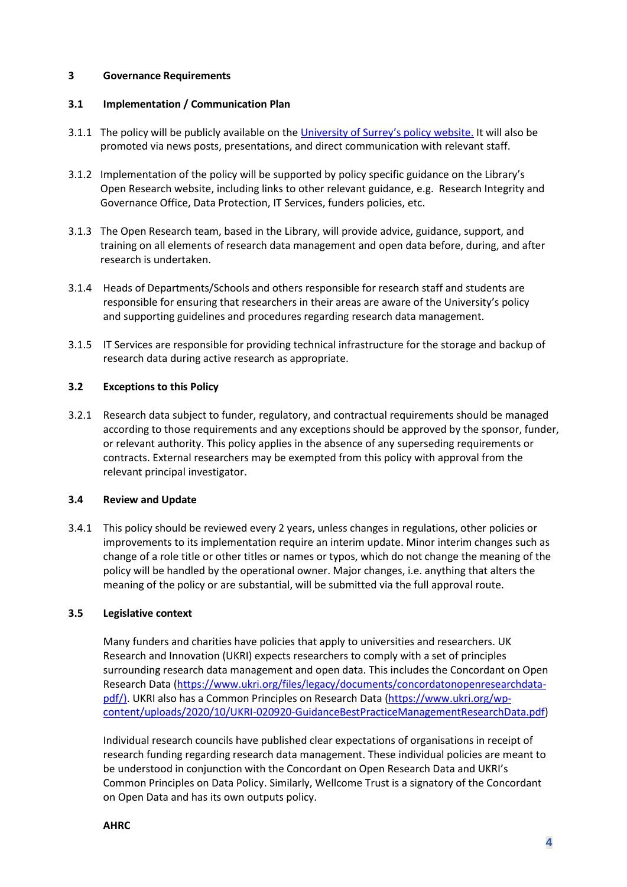## 3 Governance Requirements

### 3.1 Implementation / Communication Plan

3.1.1 The policy will be publicly available on the [University of Surrey's policy website.](https://www.surrey.ac.uk) It will also be promoted via news posts, presentations, and direct communication with relevant staff.

3.1.2 Implementation of the policy will be supported by policy specific guidance on the Library's Open Research website, including links to other relevant guidance, e.g. Research Integrity and Governance Office, Data Protection, IT Services, funders policies, etc.

3.1.3 The Open Research team, based in the Library, will provide advice, guidance, support, and training on all elements of research data management and open data before, during, and after research is undertaken.

3.1.4 Heads of Departments/Schools and others responsible for research staff and students are responsible for ensuring that researchers in their areas are aware of the University's policy and supporting guidelines and procedures regarding research data management.

3.1.5 IT Services are responsible for providing technical infrastructure for the storage and backup of research data during active research as appropriate.

### 3.2 Exceptions to this Policy

3.2.1 Research data subject to funder, regulatory, and contractual requirements should be managed according to those requirements and any exceptions should be approved by the sponsor, funder, or relevant authority. This policy applies in the absence of any superseding requirements or contracts. External researchers may be exempted from this policy with approval from the relevant principal investigator.

### 3.4 Review and Update

3.4.1 This policy should be reviewed every 2 years, unless changes in regulations, other policies or improvements to its implementation require an interim update. Minor interim changes such as change of a role title or other titles or names or typos, which do not change the meaning of the policy will be handled by the operational owner. Major changes, i.e. anything that alters the meaning of the policy or are substantial, will be submitted via the full approval route.

### 3.5 Legislative context

Many funders and charities have policies that apply to universities and researchers. UK Research and Innovation (UKRI) expects researchers to comply with a set of principles surrounding research data management and open data. This includes the Concordant on Open Research Data (https://www.ukri.org/files/legacy/documents/concordatonopenresearchdata-pdf/). UKRI also has a Common Principles on Research Data (https://www.ukri.org/wp-content/uploads/2020/10/UKRI-020920-GuidanceBestPracticeManagementResearchData.pdf)

Individual research councils have published clear expectations of organisations in receipt of research funding regarding research data management. These individual policies are meant to be understood in conjunction with the Concordant on Open Research Data and UKRI's Common Principles on Data Policy. Similarly, Wellcome Trust is a signatory of the Concordant on Open Data and has its own outputs policy.

**AHRC**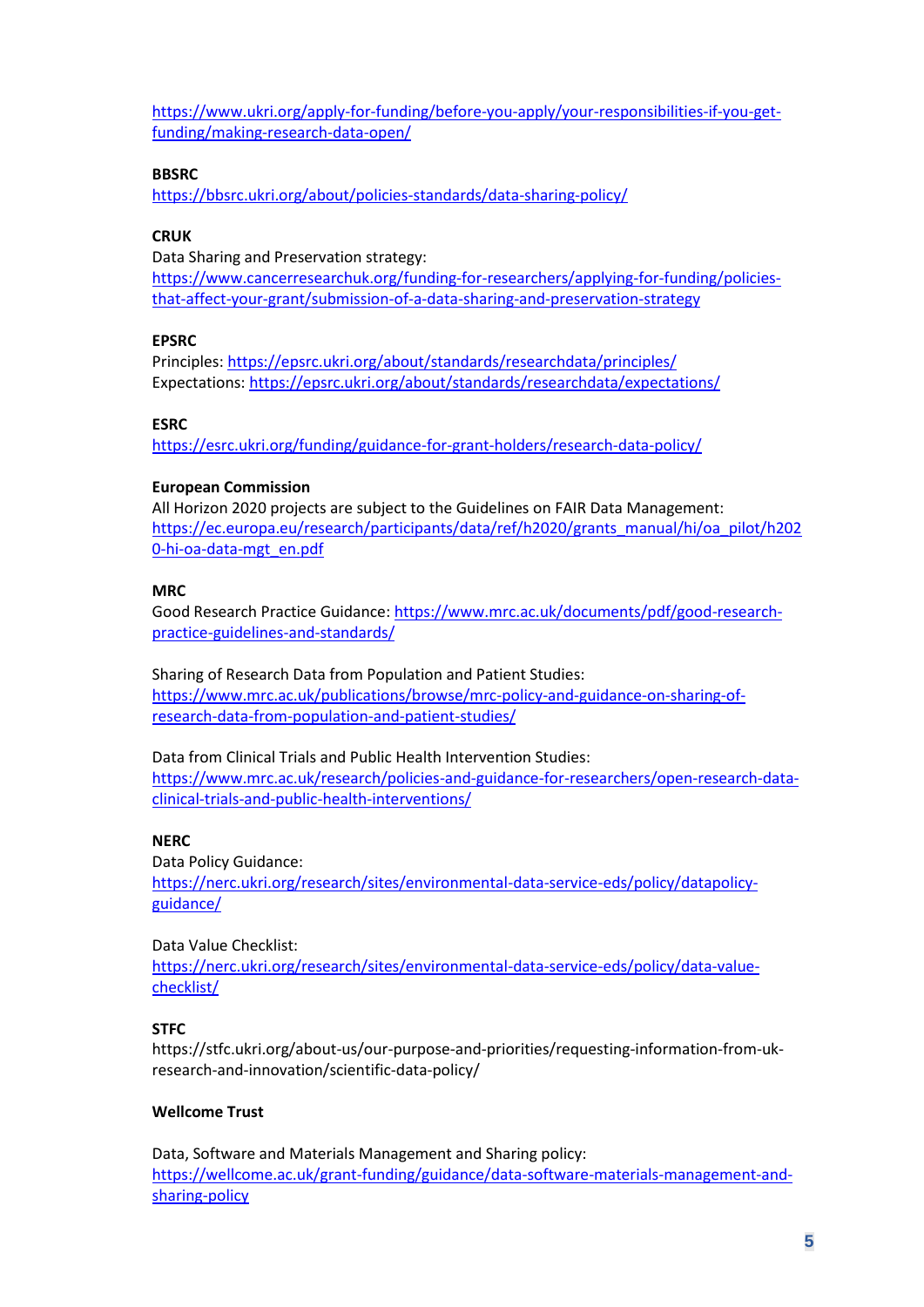https://www.ukri.org/apply-for-funding/before-you-apply/your-responsibilities-if-you-get-funding/making-research-data-open/

**BBSRC**
https://bbsrc.ukri.org/about/policies-standards/data-sharing-policy/

**CRUK**
Data Sharing and Preservation strategy:
https://www.cancerresearchuk.org/funding-for-researchers/applying-for-funding/policies-that-affect-your-grant/submission-of-a-data-sharing-and-preservation-strategy

**EPSRC**
Principles: https://epsrc.ukri.org/about/standards/researchdata/principles/
Expectations: https://epsrc.ukri.org/about/standards/researchdata/expectations/

**ESRC**
https://esrc.ukri.org/funding/guidance-for-grant-holders/research-data-policy/

**European Commission**
All Horizon 2020 projects are subject to the Guidelines on FAIR Data Management:
https://ec.europa.eu/research/participants/data/ref/h2020/grants_manual/hi/oa_pilot/h2020-hi-oa-data-mgt_en.pdf

**MRC**
Good Research Practice Guidance: https://www.mrc.ac.uk/documents/pdf/good-research-practice-guidelines-and-standards/

Sharing of Research Data from Population and Patient Studies:
https://www.mrc.ac.uk/publications/browse/mrc-policy-and-guidance-on-sharing-of-research-data-from-population-and-patient-studies/

Data from Clinical Trials and Public Health Intervention Studies:
https://www.mrc.ac.uk/research/policies-and-guidance-for-researchers/open-research-data-clinical-trials-and-public-health-interventions/

**NERC**
Data Policy Guidance:
https://nerc.ukri.org/research/sites/environmental-data-service-eds/policy/datapolicy-guidance/

Data Value Checklist:
https://nerc.ukri.org/research/sites/environmental-data-service-eds/policy/data-value-checklist/

**STFC**
https://stfc.ukri.org/about-us/our-purpose-and-priorities/requesting-information-from-uk-research-and-innovation/scientific-data-policy/

**Wellcome Trust**

Data, Software and Materials Management and Sharing policy:
https://wellcome.ac.uk/grant-funding/guidance/data-software-materials-management-and-sharing-policy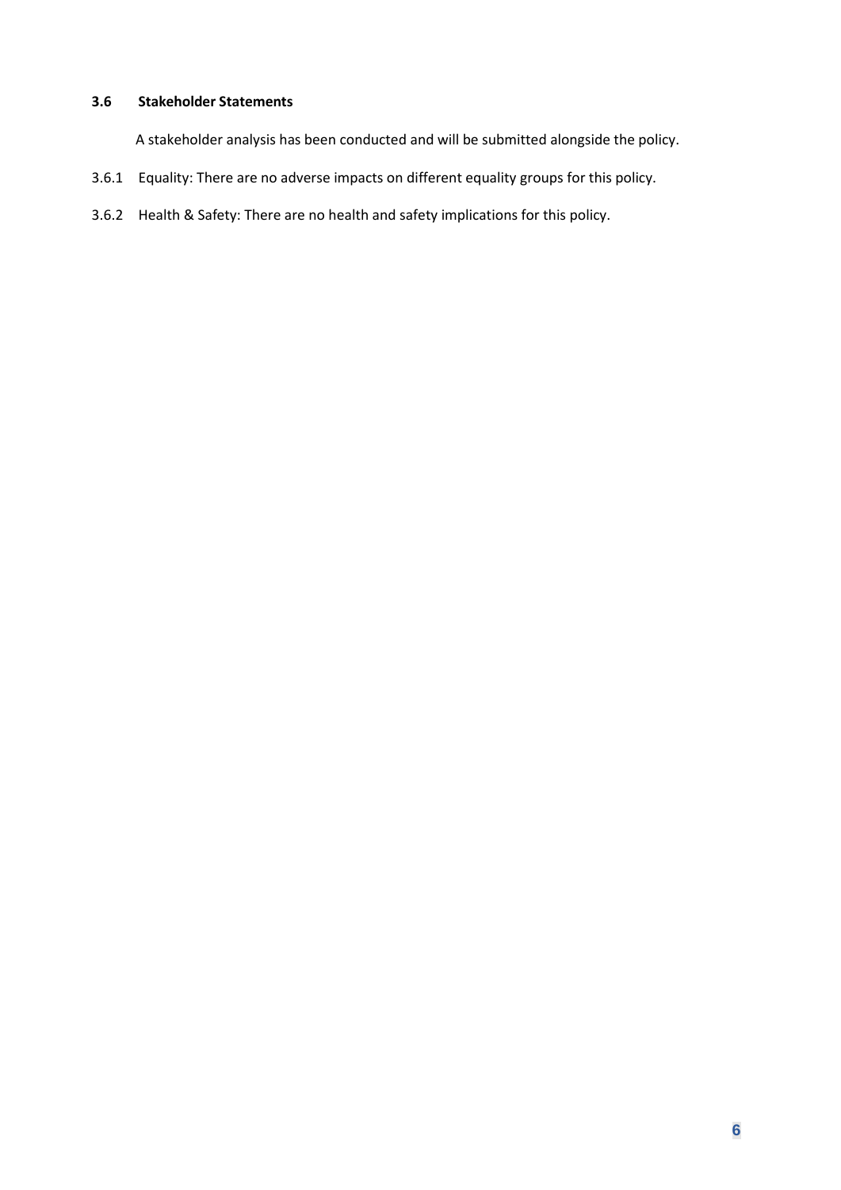### 3.6 Stakeholder Statements

A stakeholder analysis has been conducted and will be submitted alongside the policy.

3.6.1 Equality: There are no adverse impacts on different equality groups for this policy.

3.6.2 Health & Safety: There are no health and safety implications for this policy.